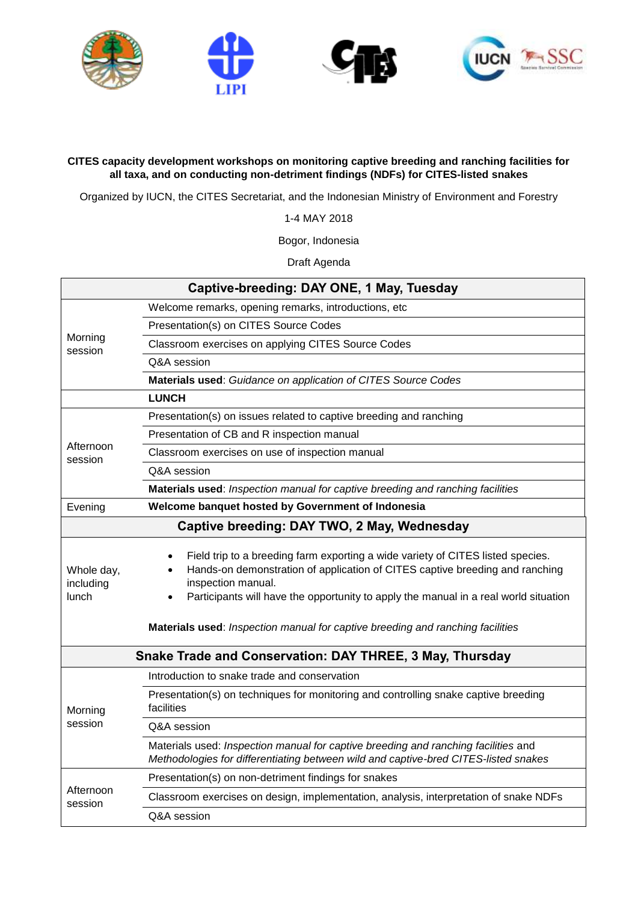**CITES capacity development workshops on monitoring captive breeding and ranching facilities for all taxa, and on conducting non-detriment findings (NDFs) for CITES-listed snakes**

Organized by IUCN, the CITES Secretariat, and the Indonesian Ministry of Environment and Forestry

1-4 MAY 2018

Bogor, Indonesia

Draft Agenda

| Captive-breeding: DAY ONE, 1 May, Tuesday | |
|---|---|
| Morning session | Welcome remarks, opening remarks, introductions, etc |
| | Presentation(s) on CITES Source Codes |
| | Classroom exercises on applying CITES Source Codes |
| | Q&A session |
| | **Materials used**: *Guidance on application of CITES Source Codes* |
| | **LUNCH** |
| Afternoon session | Presentation(s) on issues related to captive breeding and ranching |
| | Presentation of CB and R inspection manual |
| | Classroom exercises on use of inspection manual |
| | Q&A session |
| | **Materials used**: *Inspection manual for captive breeding and ranching facilities* |
| Evening | **Welcome banquet hosted by Government of Indonesia** |
| **Captive breeding: DAY TWO, 2 May, Wednesday** | |
| Whole day, including lunch | • Field trip to a breeding farm exporting a wide variety of CITES listed species.<br>• Hands-on demonstration of application of CITES captive breeding and ranching inspection manual.<br>• Participants will have the opportunity to apply the manual in a real world situation<br><br>**Materials used**: *Inspection manual for captive breeding and ranching facilities* |
| **Snake Trade and Conservation: DAY THREE, 3 May, Thursday** | |
| Morning session | Introduction to snake trade and conservation |
| | Presentation(s) on techniques for monitoring and controlling snake captive breeding facilities |
| | Q&A session |
| | Materials used: *Inspection manual for captive breeding and ranching facilities* and *Methodologies for differentiating between wild and captive-bred CITES-listed snakes* |
| Afternoon session | Presentation(s) on non-detriment findings for snakes |
| | Classroom exercises on design, implementation, analysis, interpretation of snake NDFs |
| | Q&A session |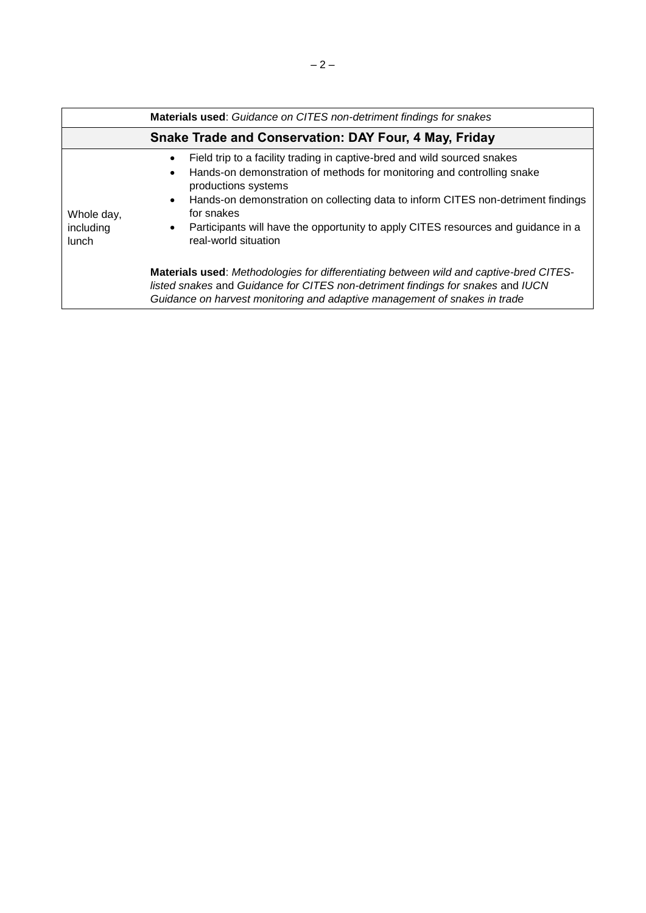| | |
|---|---|
| | **Materials used**: *Guidance on CITES non-detriment findings for snakes* |
| | **Snake Trade and Conservation: DAY Four, 4 May, Friday** |
| Whole day, including lunch | • Field trip to a facility trading in captive-bred and wild sourced snakes<br>• Hands-on demonstration of methods for monitoring and controlling snake productions systems<br>• Hands-on demonstration on collecting data to inform CITES non-detriment findings for snakes<br>• Participants will have the opportunity to apply CITES resources and guidance in a real-world situation<br><br>**Materials used**: *Methodologies for differentiating between wild and captive-bred CITES-listed snakes* and *Guidance for CITES non-detriment findings for snakes* and *IUCN Guidance on harvest monitoring and adaptive management of snakes in trade* |